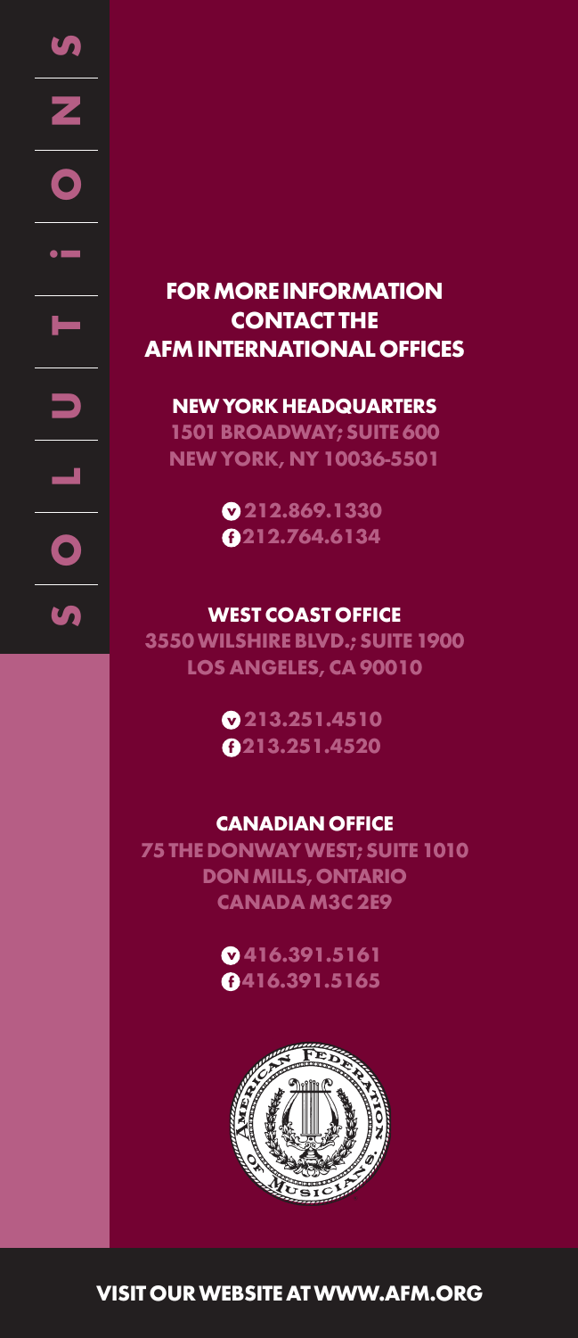SOLUTIONS

# FOR MORE INFORMATION CONTACT THE AFM INTERNATIONAL OFFICES

## NEW YORK HEADQUARTERS

1501 BROADWAY; SUITE 600
NEW YORK, NY 10036-5501

v 212.869.1330
f 212.764.6134

## WEST COAST OFFICE

3550 WILSHIRE BLVD.; SUITE 1900
LOS ANGELES, CA 90010

v 213.251.4510
f 213.251.4520

## CANADIAN OFFICE

75 THE DONWAY WEST; SUITE 1010
DON MILLS, ONTARIO
CANADA M3C 2E9

v 416.391.5161
f 416.391.5165

AMERICAN FEDERATION OF MUSICIANS

**VISIT OUR WEBSITE AT WWW.AFM.ORG**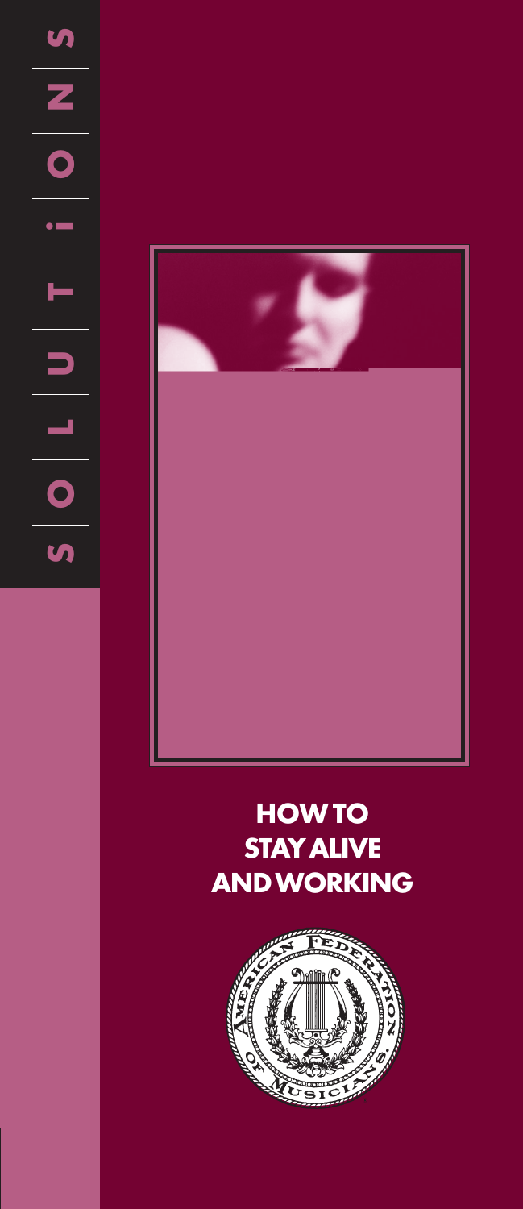S O L U T i O N S

# HOW TO STAY ALIVE AND WORKING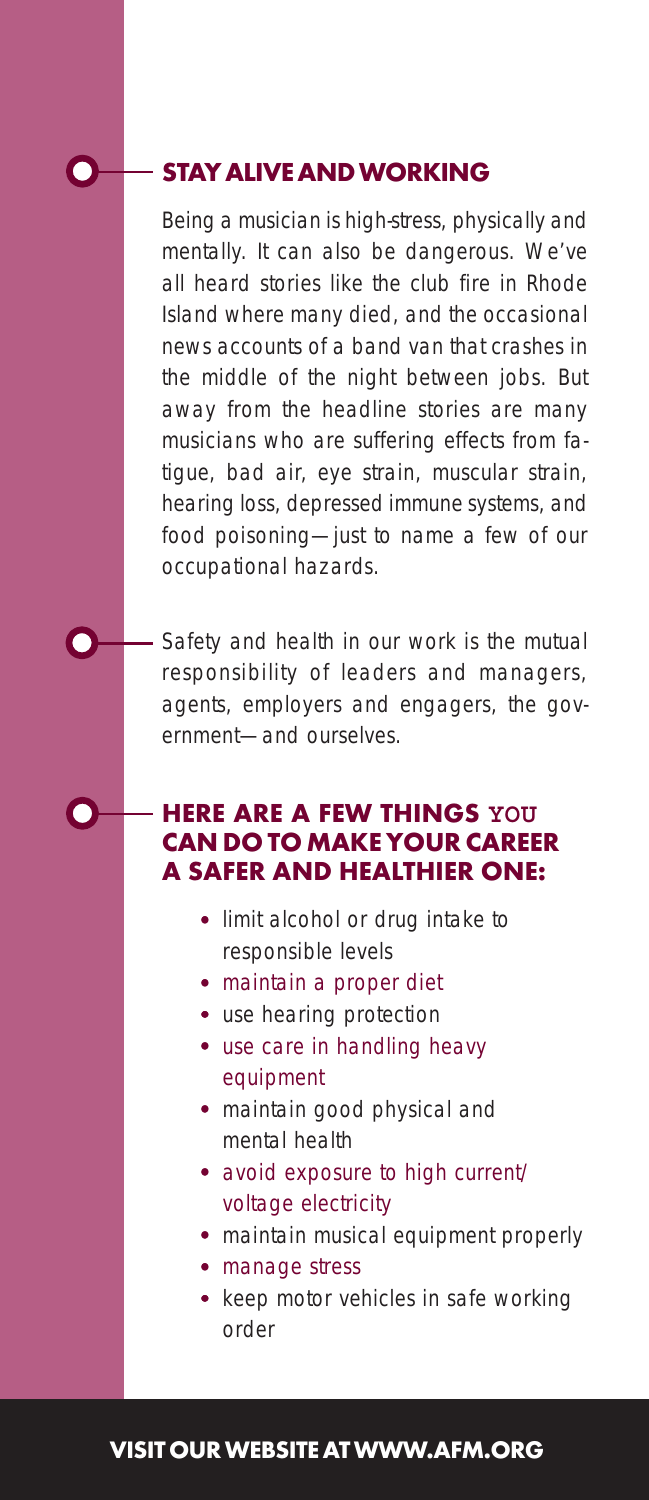## STAY ALIVE AND WORKING

Being a musician is high-stress, physically and mentally. It can also be dangerous. We've all heard stories like the club fire in Rhode Island where many died, and the occasional news accounts of a band van that crashes in the middle of the night between jobs. But away from the headline stories are many musicians who are suffering effects from fatigue, bad air, eye strain, muscular strain, hearing loss, depressed immune systems, and food poisoning—just to name a few of our occupational hazards.

Safety and health in our work is the mutual responsibility of leaders and managers, agents, employers and engagers, the government—and ourselves.

## HERE ARE A FEW THINGS *YOU* CAN DO TO MAKE YOUR CAREER A SAFER AND HEALTHIER ONE:

- limit alcohol or drug intake to responsible levels
- maintain a proper diet
- use hearing protection
- use care in handling heavy equipment
- maintain good physical and mental health
- avoid exposure to high current/voltage electricity
- maintain musical equipment properly
- manage stress
- keep motor vehicles in safe working order

**VISIT OUR WEBSITE AT WWW.AFM.ORG**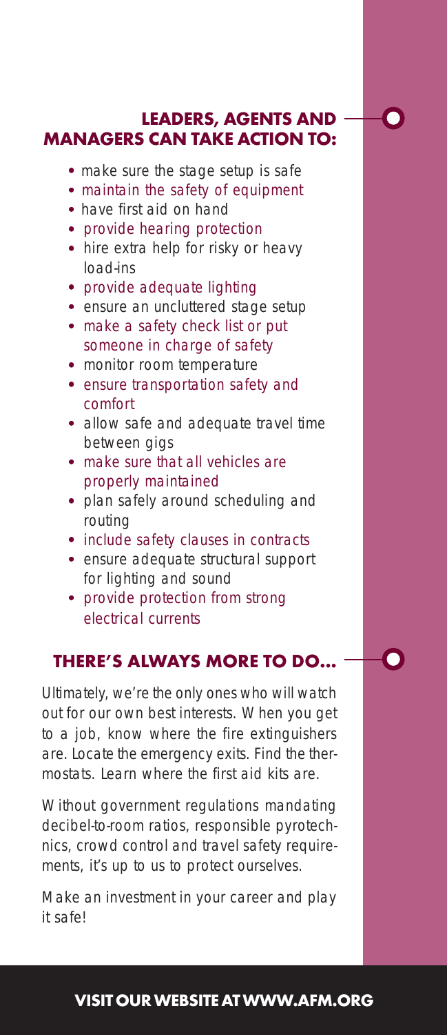## LEADERS, AGENTS AND MANAGERS CAN TAKE ACTION TO:

- make sure the stage setup is safe
- maintain the safety of equipment
- have first aid on hand
- provide hearing protection
- hire extra help for risky or heavy load-ins
- provide adequate lighting
- ensure an uncluttered stage setup
- make a safety check list or put someone in charge of safety
- monitor room temperature
- ensure transportation safety and comfort
- allow safe and adequate travel time between gigs
- make sure that all vehicles are properly maintained
- plan safely around scheduling and routing
- include safety clauses in contracts
- ensure adequate structural support for lighting and sound
- provide protection from strong electrical currents

## THERE'S ALWAYS MORE TO DO...

Ultimately, we're the only ones who will watch out for our own best interests. When you get to a job, know where the fire extinguishers are. Locate the emergency exits. Find the thermostats. Learn where the first aid kits are.

Without government regulations mandating decibel-to-room ratios, responsible pyrotechnics, crowd control and travel safety requirements, it's up to us to protect ourselves.

Make an investment in your career and play it safe!

**VISIT OUR WEBSITE AT WWW.AFM.ORG**